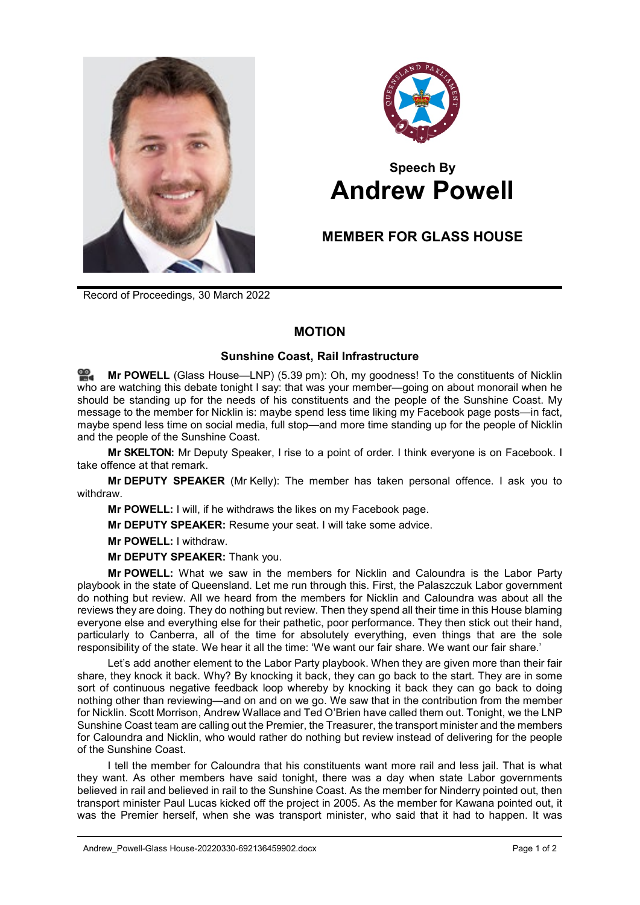Speech By
# Andrew Powell

## MEMBER FOR GLASS HOUSE

Record of Proceedings, 30 March 2022

## MOTION

### Sunshine Coast, Rail Infrastructure

**Mr POWELL** (Glass House—LNP) (5.39 pm): Oh, my goodness! To the constituents of Nicklin who are watching this debate tonight I say: that was your member—going on about monorail when he should be standing up for the needs of his constituents and the people of the Sunshine Coast. My message to the member for Nicklin is: maybe spend less time liking my Facebook page posts—in fact, maybe spend less time on social media, full stop—and more time standing up for the people of Nicklin and the people of the Sunshine Coast.

**Mr SKELTON:** Mr Deputy Speaker, I rise to a point of order. I think everyone is on Facebook. I take offence at that remark.

**Mr DEPUTY SPEAKER** (Mr Kelly): The member has taken personal offence. I ask you to withdraw.

**Mr POWELL:** I will, if he withdraws the likes on my Facebook page.

**Mr DEPUTY SPEAKER:** Resume your seat. I will take some advice.

**Mr POWELL:** I withdraw.

**Mr DEPUTY SPEAKER:** Thank you.

**Mr POWELL:** What we saw in the members for Nicklin and Caloundra is the Labor Party playbook in the state of Queensland. Let me run through this. First, the Palaszczuk Labor government do nothing but review. All we heard from the members for Nicklin and Caloundra was about all the reviews they are doing. They do nothing but review. Then they spend all their time in this House blaming everyone else and everything else for their pathetic, poor performance. They then stick out their hand, particularly to Canberra, all of the time for absolutely everything, even things that are the sole responsibility of the state. We hear it all the time: 'We want our fair share. We want our fair share.'

Let's add another element to the Labor Party playbook. When they are given more than their fair share, they knock it back. Why? By knocking it back, they can go back to the start. They are in some sort of continuous negative feedback loop whereby by knocking it back they can go back to doing nothing other than reviewing—and on and on we go. We saw that in the contribution from the member for Nicklin. Scott Morrison, Andrew Wallace and Ted O'Brien have called them out. Tonight, we the LNP Sunshine Coast team are calling out the Premier, the Treasurer, the transport minister and the members for Caloundra and Nicklin, who would rather do nothing but review instead of delivering for the people of the Sunshine Coast.

I tell the member for Caloundra that his constituents want more rail and less jail. That is what they want. As other members have said tonight, there was a day when state Labor governments believed in rail and believed in rail to the Sunshine Coast. As the member for Ninderry pointed out, then transport minister Paul Lucas kicked off the project in 2005. As the member for Kawana pointed out, it was the Premier herself, when she was transport minister, who said that it had to happen. It was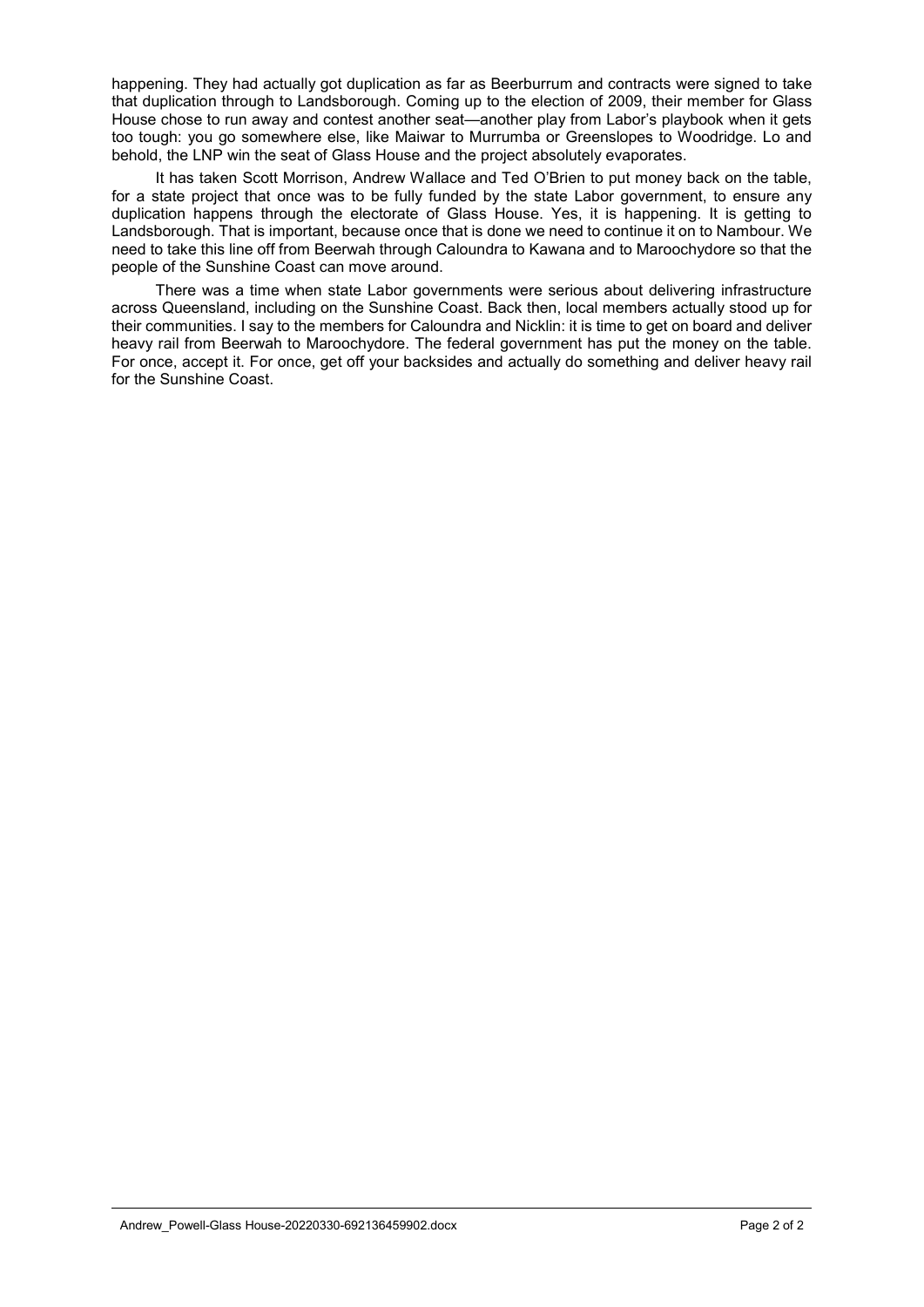happening. They had actually got duplication as far as Beerburrum and contracts were signed to take that duplication through to Landsborough. Coming up to the election of 2009, their member for Glass House chose to run away and contest another seat—another play from Labor's playbook when it gets too tough: you go somewhere else, like Maiwar to Murrumba or Greenslopes to Woodridge. Lo and behold, the LNP win the seat of Glass House and the project absolutely evaporates.

It has taken Scott Morrison, Andrew Wallace and Ted O'Brien to put money back on the table, for a state project that once was to be fully funded by the state Labor government, to ensure any duplication happens through the electorate of Glass House. Yes, it is happening. It is getting to Landsborough. That is important, because once that is done we need to continue it on to Nambour. We need to take this line off from Beerwah through Caloundra to Kawana and to Maroochydore so that the people of the Sunshine Coast can move around.

There was a time when state Labor governments were serious about delivering infrastructure across Queensland, including on the Sunshine Coast. Back then, local members actually stood up for their communities. I say to the members for Caloundra and Nicklin: it is time to get on board and deliver heavy rail from Beerwah to Maroochydore. The federal government has put the money on the table. For once, accept it. For once, get off your backsides and actually do something and deliver heavy rail for the Sunshine Coast.